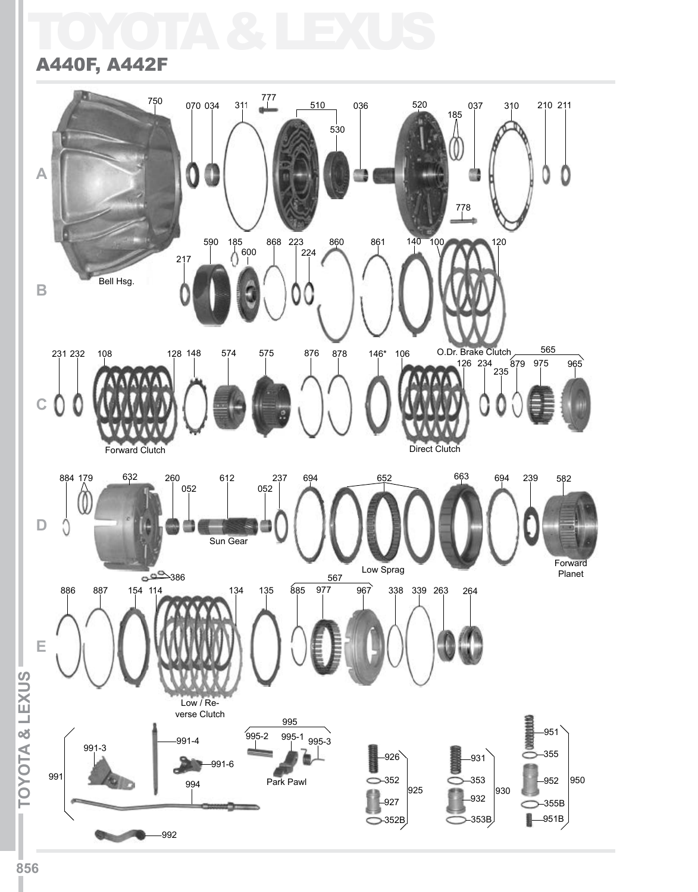# TOYOTA & LEXUS

## A440F, A442F

**A**

750 070 034 311 777 510 530 036 520 185 037 310 210 211 778

Bell Hsg.

**B**

217 590 185 600 868 223 224 860 861 140 100 120

**C**

231 232 108 128 148 574 575 876 878 146* 106 O.Dr. Brake Clutch 126 234 235 879 565 975 965

Forward Clutch

Direct Clutch

**D**

884 179 632 260 052 612 052 237 694 652 663 694 239 582

Sun Gear

Low Sprag

Forward Planet

386

**E**

886 887 154 114 134 135 885 567 977 967 338 339 263 264

Low / Reverse Clutch

991 991-3 991-4 991-6 994 992

995 995-2 995-1 995-3

Park Pawl

925 926 352 927 352B

930 931 353 932 353B

950 951 355 952 355B 951B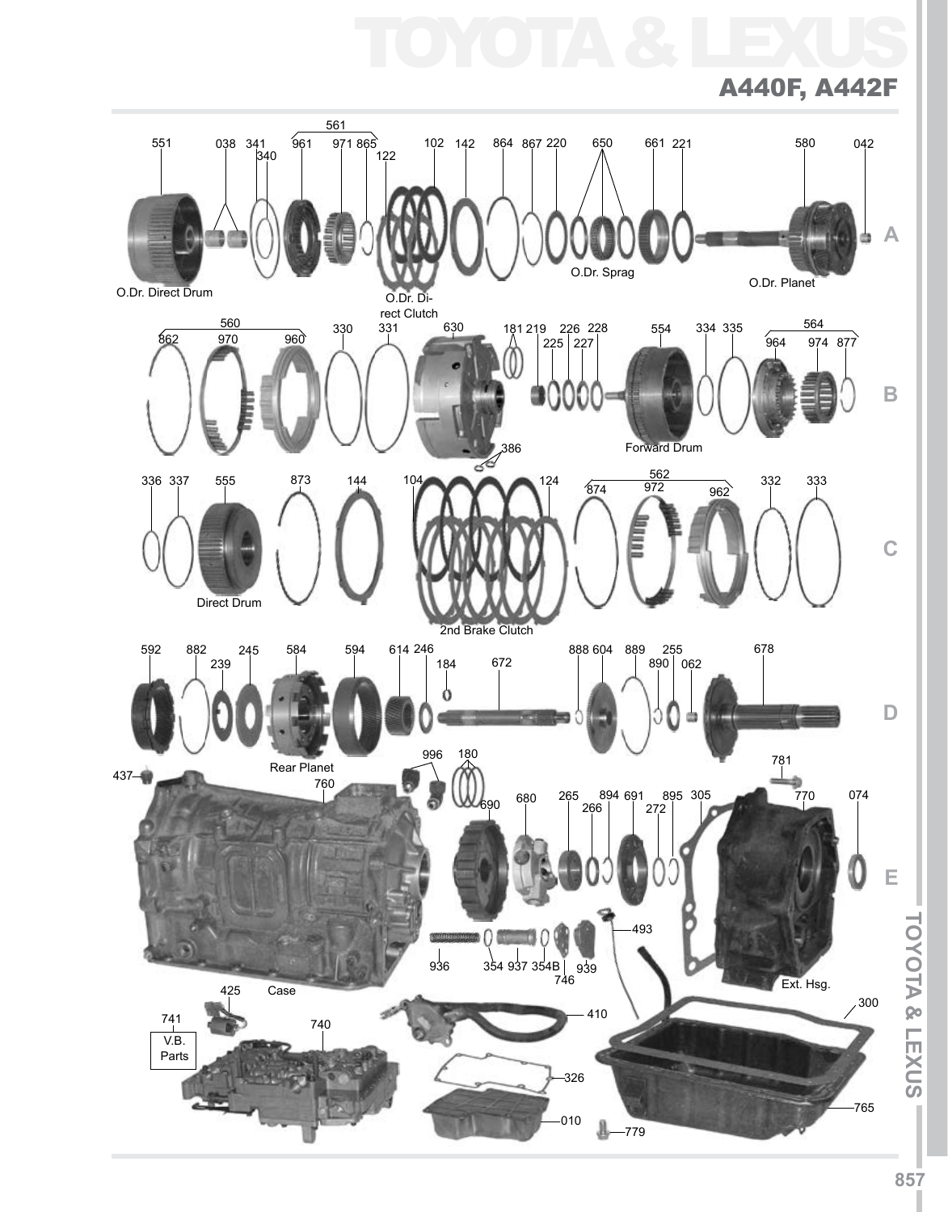# TOYOTA & LEXUS

## A440F, A442F

551 038 341 340 561 961 971 865 122 102 142 864 867 220 650 661 221 580 042

O.Dr. Direct Drum

O.Dr. Direct Clutch

O.Dr. Sprag

O.Dr. Planet

560 862 970 960 330 331 630 181 219 225 226 227 228 554 334 335 564 964 974 877

386

Forward Drum

336 337 555 873 144 104 124 562 874 972 962 332 333

Direct Drum

2nd Brake Clutch

592 882 239 245 584 594 614 246 184 672 888 604 889 890 255 062 678

Rear Planet

437 760 996 180 690 680 265 266 894 691 895 272 305 781 770 074

936 354 937 354B 746 939 493

Case

Ext. Hsg.

425 741 V.B. Parts 740 410 326 010 779 300 765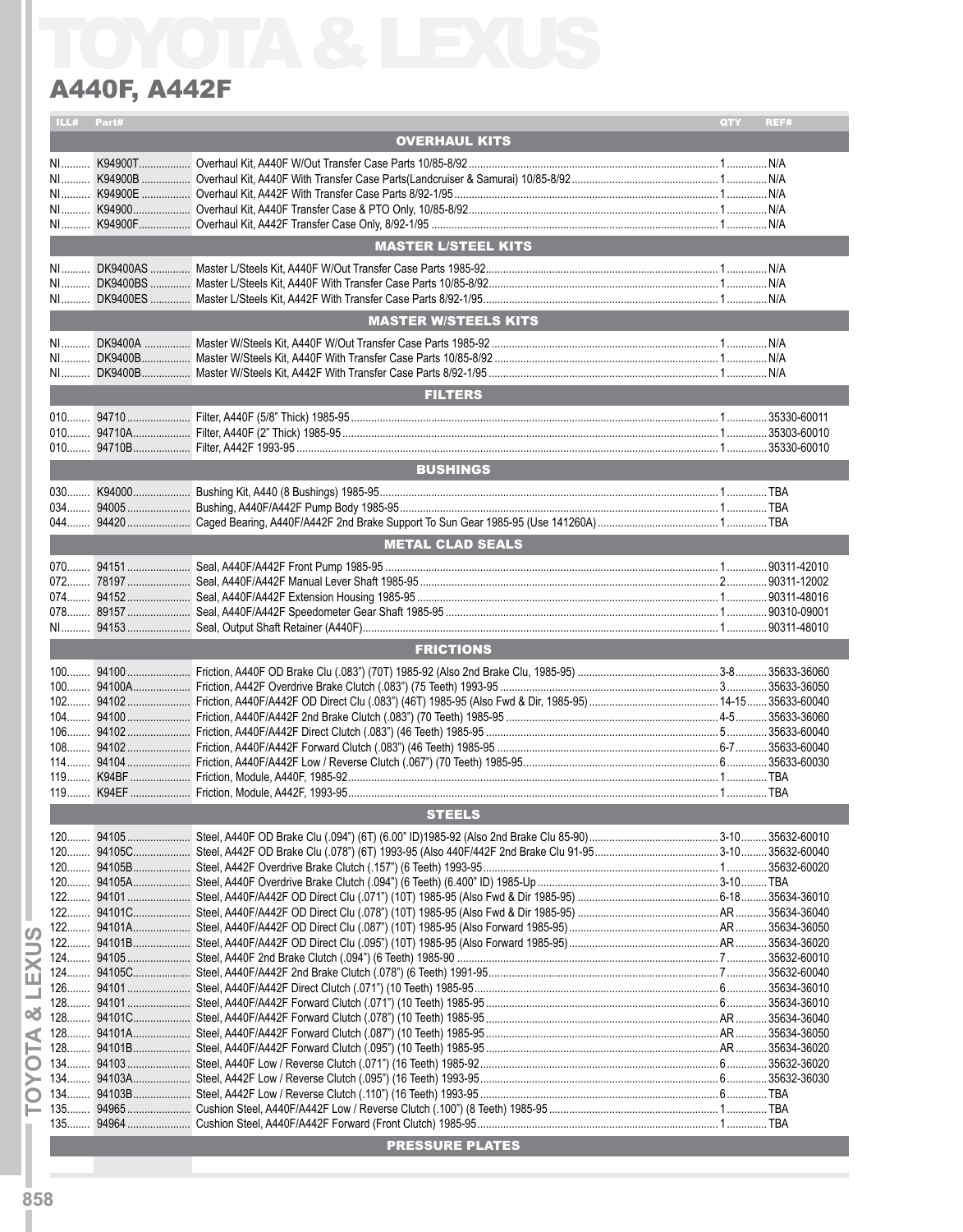# TOYOTA & LEXUS

## A440F, A442F

| ILL# | Part# | | QTY | REF# |
|---|---|---|---|---|
| | | **OVERHAUL KITS** | | |
| NI | K94900T | Overhaul Kit, A440F W/Out Transfer Case Parts 10/85-8/92 | 1 | N/A |
| NI | K94900B | Overhaul Kit, A440F With Transfer Case Parts(Landcruiser & Samurai) 10/85-8/92 | 1 | N/A |
| NI | K94900E | Overhaul Kit, A442F With Transfer Case Parts 8/92-1/95 | 1 | N/A |
| NI | K94900 | Overhaul Kit, A440F Transfer Case & PTO Only, 10/85-8/92 | 1 | N/A |
| NI | K94900F | Overhaul Kit, A442F Transfer Case Only, 8/92-1/95 | 1 | N/A |
| | | **MASTER L/STEEL KITS** | | |
| NI | DK9400AS | Master L/Steels Kit, A440F W/Out Transfer Case Parts 1985-92 | 1 | N/A |
| NI | DK9400BS | Master L/Steels Kit, A440F With Transfer Case Parts 10/85-8/92 | 1 | N/A |
| NI | DK9400ES | Master L/Steels Kit, A442F With Transfer Case Parts 8/92-1/95 | 1 | N/A |
| | | **MASTER W/STEELS KITS** | | |
| NI | DK9400A | Master W/Steels Kit, A440F W/Out Transfer Case Parts 1985-92 | 1 | N/A |
| NI | DK9400B | Master W/Steels Kit, A440F With Transfer Case Parts 10/85-8/92 | 1 | N/A |
| NI | DK9400B | Master W/Steels Kit, A442F With Transfer Case Parts 8/92-1/95 | 1 | N/A |
| | | **FILTERS** | | |
| 010 | 94710 | Filter, A440F (5/8" Thick) 1985-95 | 1 | 35330-60011 |
| 010 | 94710A | Filter, A440F (2" Thick) 1985-95 | 1 | 35303-60010 |
| 010 | 94710B | Filter, A442F 1993-95 | 1 | 35330-60010 |
| | | **BUSHINGS** | | |
| 030 | K94000 | Bushing Kit, A440 (8 Bushings) 1985-95 | 1 | TBA |
| 034 | 94005 | Bushing, A440F/A442F Pump Body 1985-95 | 1 | TBA |
| 044 | 94420 | Caged Bearing, A440F/A442F 2nd Brake Support To Sun Gear 1985-95 (Use 141260A) | 1 | TBA |
| | | **METAL CLAD SEALS** | | |
| 070 | 94151 | Seal, A440F/A442F Front Pump 1985-95 | 1 | 90311-42010 |
| 072 | 78197 | Seal, A440F/A442F Manual Lever Shaft 1985-95 | 2 | 90311-12002 |
| 074 | 94152 | Seal, A440F/A442F Extension Housing 1985-95 | 1 | 90311-48016 |
| 078 | 89157 | Seal, A440F/A442F Speedometer Gear Shaft 1985-95 | 1 | 90310-09001 |
| NI | 94153 | Seal, Output Shaft Retainer (A440F) | 1 | 90311-48010 |
| | | **FRICTIONS** | | |
| 100 | 94100 | Friction, A440F OD Brake Clu (.083") (70T) 1985-92 (Also 2nd Brake Clu, 1985-95) | 3-8 | 35633-36060 |
| 100 | 94100A | Friction, A442F Overdrive Brake Clutch (.083") (75 Teeth) 1993-95 | 3 | 35633-36050 |
| 102 | 94102 | Friction, A440F/A442F OD Direct Clu (.083") (46T) 1985-95 (Also Fwd & Dir, 1985-95) | 14-15 | 35633-60040 |
| 104 | 94100 | Friction, A440F/A442F 2nd Brake Clutch (.083") (70 Teeth) 1985-95 | 4-5 | 35633-36060 |
| 106 | 94102 | Friction, A440F/A442F Direct Clutch (.083") (46 Teeth) 1985-95 | 5 | 35633-60040 |
| 108 | 94102 | Friction, A440F/A442F Forward Clutch (.083") (46 Teeth) 1985-95 | 6-7 | 35633-60040 |
| 114 | 94104 | Friction, A440F/A442F Low / Reverse Clutch (.067") (70 Teeth) 1985-95 | 6 | 35633-60030 |
| 119 | K94BF | Friction, Module, A440F, 1985-92 | 1 | TBA |
| 119 | K94EF | Friction, Module, A442F, 1993-95 | 1 | TBA |
| | | **STEELS** | | |
| 120 | 94105 | Steel, A440F OD Brake Clu (.094") (6T) (6.00" ID)1985-92 (Also 2nd Brake Clu 85-90) | 3-10 | 35632-60010 |
| 120 | 94105C | Steel, A442F OD Brake Clu (.078") (6T) 1993-95 (Also 440F/442F 2nd Brake Clu 91-95 | 3-10 | 35632-60040 |
| 120 | 94105B | Steel, A442F Overdrive Brake Clutch (.157") (6 Teeth) 1993-95 | 1 | 35632-60020 |
| 120 | 94105A | Steel, A440F Overdrive Brake Clutch (.094") (6 Teeth) (6.400" ID) 1985-Up | 3-10 | TBA |
| 122 | 94101 | Steel, A440F/A442F OD Direct Clu (.071") (10T) 1985-95 (Also Fwd & Dir 1985-95) | 6-18 | 35634-36010 |
| 122 | 94101C | Steel, A440F/A442F OD Direct Clu (.078") (10T) 1985-95 (Also Fwd & Dir 1985-95) | AR | 35634-36040 |
| 122 | 94101A | Steel, A440F/A442F OD Direct Clu (.087") (10T) 1985-95 (Also Forward 1985-95) | AR | 35634-36050 |
| 122 | 94101B | Steel, A440F/A442F OD Direct Clu (.095") (10T) 1985-95 (Also Forward 1985-95) | AR | 35634-36020 |
| 124 | 94105 | Steel, A440F 2nd Brake Clutch (.094") (6 Teeth) 1985-90 | 7 | 35632-60010 |
| 124 | 94105C | Steel, A440F/A442F 2nd Brake Clutch (.078") (6 Teeth) 1991-95 | 7 | 35632-60040 |
| 126 | 94101 | Steel, A440F/A442F Direct Clutch (.071") (10 Teeth) 1985-95 | 6 | 35634-36010 |
| 128 | 94101 | Steel, A440F/A442F Forward Clutch (.071") (10 Teeth) 1985-95 | 6 | 35634-36010 |
| 128 | 94101C | Steel, A440F/A442F Forward Clutch (.078") (10 Teeth) 1985-95 | AR | 35634-36040 |
| 128 | 94101A | Steel, A440F/A442F Forward Clutch (.087") (10 Teeth) 1985-95 | AR | 35634-36050 |
| 128 | 94101B | Steel, A440F/A442F Forward Clutch (.095") (10 Teeth) 1985-92 | AR | 35634-36020 |
| 134 | 94103 | Steel, A440F Low / Reverse Clutch (.071") (16 Teeth) 1985-92 | 6 | 35632-60020 |
| 134 | 94103A | Steel, A442F Low / Reverse Clutch (.095") (16 Teeth) 1993-95 | 6 | 35632-60030 |
| 134 | 94103B | Steel, A442F Low / Reverse Clutch (.110") (16 Teeth) 1993-95 | 6 | TBA |
| 135 | 94965 | Cushion Steel, A440F/A442F Low / Reverse Clutch (.100") (8 Teeth) 1985-95 | 1 | TBA |
| 135 | 94964 | Cushion Steel, A440F/A442F Forward (Front Clutch) 1985-95 | 1 | TBA |
| | | **PRESSURE PLATES** | | |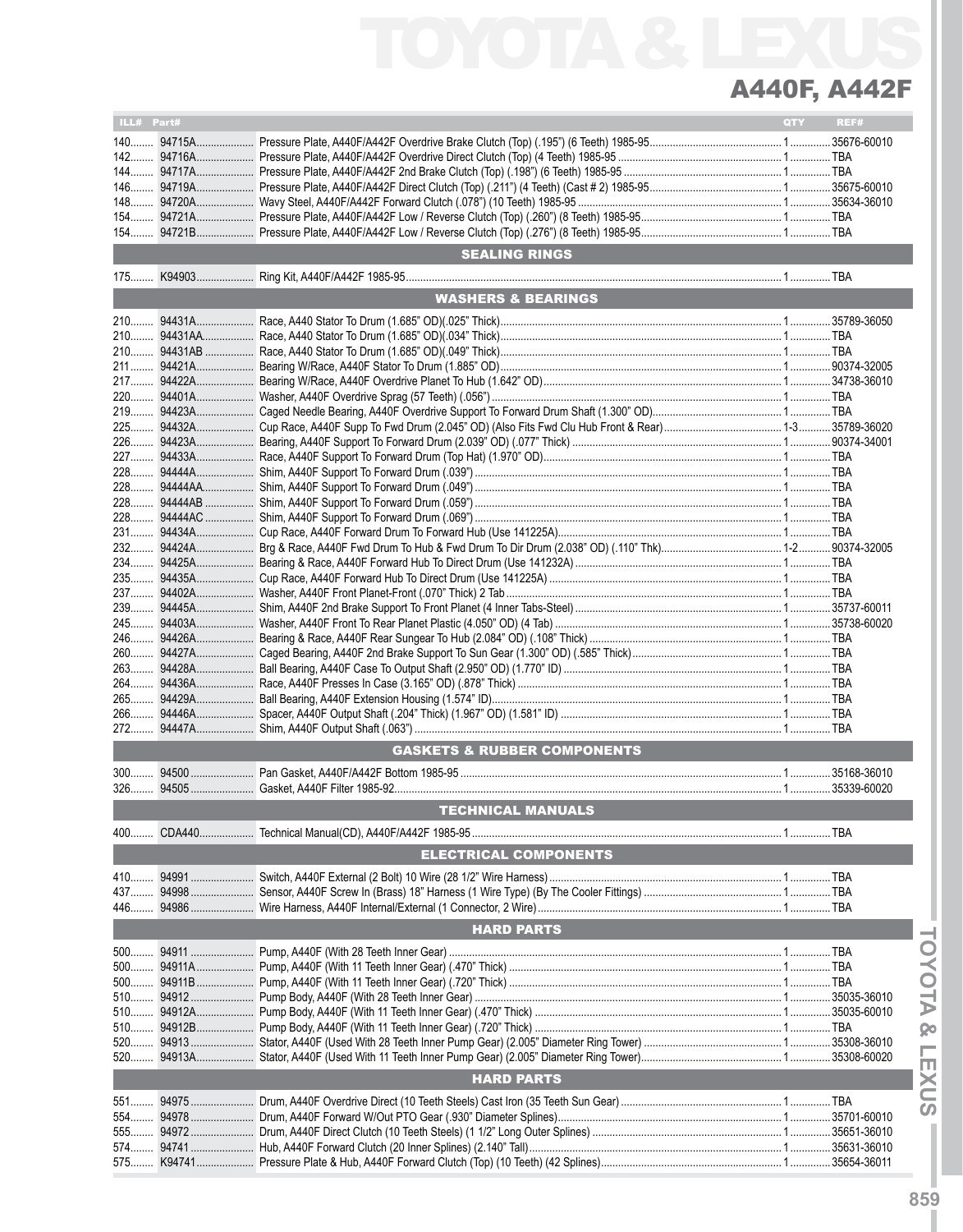# A440F, A442F

| ILL# | Part# | | QTY | REF# |
|---|---|---|---|---|
| 140 | 94715A | Pressure Plate, A440F/A442F Overdrive Brake Clutch (Top) (.195") (6 Teeth) 1985-95 | 1 | 35676-60010 |
| 142 | 94716A | Pressure Plate, A440F/A442F Overdrive Direct Clutch (Top) (4 Teeth) 1985-95 | 1 | TBA |
| 144 | 94717A | Pressure Plate, A440F/A442F 2nd Brake Clutch (Top) (.198") (6 Teeth) 1985-95 | 1 | TBA |
| 146 | 94719A | Pressure Plate, A440F/A442F Direct Clutch (Top) (.211") (4 Teeth) (Cast # 2) 1985-95 | 1 | 35675-60010 |
| 148 | 94720A | Wavy Steel, A440F/A442F Forward Clutch (.078") (10 Teeth) 1985-95 | 1 | 35634-36010 |
| 154 | 94721A | Pressure Plate, A440F/A442F Low / Reverse Clutch (Top) (.260") (8 Teeth) 1985-95 | 1 | TBA |
| 154 | 94721B | Pressure Plate, A440F/A442F Low / Reverse Clutch (Top) (.276") (8 Teeth) 1985-95 | 1 | TBA |
| | | **SEALING RINGS** | | |
| 175 | K94903 | Ring Kit, A440F/A442F 1985-95 | 1 | TBA |
| | | **WASHERS & BEARINGS** | | |
| 210 | 94431A | Race, A440 Stator To Drum (1.685" OD)(.025" Thick) | 1 | 35789-36050 |
| 210 | 94431AA | Race, A440 Stator To Drum (1.685" OD)(.034" Thick) | 1 | TBA |
| 210 | 94431AB | Race, A440 Stator To Drum (1.685" OD)(.049" Thick) | 1 | TBA |
| 211 | 94421A | Bearing W/Race, A440F Stator To Drum (1.885" OD) | 1 | 90374-32005 |
| 217 | 94422A | Bearing W/Race, A440F Overdrive Planet To Hub (1.642" OD) | 1 | 34738-36010 |
| 220 | 94401A | Washer, A440F Overdrive Sprag (57 Teeth) (.056") | 1 | TBA |
| 219 | 94423A | Caged Needle Bearing, A440F Overdrive Support To Forward Drum Shaft (1.300" OD) | 1 | TBA |
| 225 | 94432A | Cup Race, A440F Supp To Fwd Drum (2.045" OD) (Also Fits Fwd Clu Hub Front & Rear) | 1-3 | 35789-36020 |
| 226 | 94423A | Bearing, A440F Support To Forward Drum (2.039" OD) (.077" Thick) | 1 | 90374-34001 |
| 227 | 94433A | Race, A440F Support To Forward Drum (Top Hat) (1.970" OD) | 1 | TBA |
| 228 | 94444A | Shim, A440F Support To Forward Drum (.039") | 1 | TBA |
| 228 | 94444AA | Shim, A440F Support To Forward Drum (.049") | 1 | TBA |
| 228 | 94444AB | Shim, A440F Support To Forward Drum (.059") | 1 | TBA |
| 228 | 94444AC | Shim, A440F Support To Forward Drum (.069") | 1 | TBA |
| 231 | 94434A | Cup Race, A440F Forward Drum To Forward Hub (Use 141225A) | 1 | TBA |
| 232 | 94424A | Brg & Race, A440F Fwd Drum To Hub & Fwd Drum To Dir Drum (2.038" OD) (.110" Thk) | 1-2 | 90374-32005 |
| 234 | 94425A | Bearing & Race, A440F Forward Hub To Direct Drum (Use 141232A) | 1 | TBA |
| 235 | 94435A | Cup Race, A440F Forward Hub To Direct Drum (Use 141225A) | 1 | TBA |
| 237 | 94402A | Washer, A440F Front Planet-Front (.070" Thick) 2 Tab | 1 | TBA |
| 239 | 94445A | Shim, A440F 2nd Brake Support To Front Planet (4 Inner Tabs-Steel) | 1 | 35737-60011 |
| 245 | 94403A | Washer, A440F Front To Rear Planet Plastic (4.050" OD) (4 Tab) | 1 | 35738-60020 |
| 246 | 94426A | Bearing & Race, A440F Rear Sungear To Hub (2.084" OD) (.108" Thick) | 1 | TBA |
| 260 | 94427A | Caged Bearing, A440F 2nd Brake Support To Sun Gear (1.300" OD) (.585" Thick) | 1 | TBA |
| 263 | 94428A | Ball Bearing, A440F Case To Output Shaft (2.950" OD) (1.770" ID) | 1 | TBA |
| 264 | 94436A | Race, A440F Presses In Case (3.165" OD) (.878" Thick) | 1 | TBA |
| 265 | 94429A | Ball Bearing, A440F Extension Housing (1.574" ID) | 1 | TBA |
| 266 | 94446A | Spacer, A440F Output Shaft (.204" Thick) (1.967" OD) (1.581" ID) | 1 | TBA |
| 272 | 94447A | Shim, A440F Output Shaft (.063") | 1 | TBA |
| | | **GASKETS & RUBBER COMPONENTS** | | |
| 300 | 94500 | Pan Gasket, A440F/A442F Bottom 1985-95 | 1 | 35168-36010 |
| 326 | 94505 | Gasket, A440F Filter 1985-92 | 1 | 35339-60020 |
| | | **TECHNICAL MANUALS** | | |
| 400 | CDA440 | Technical Manual(CD), A440F/A442F 1985-95 | 1 | TBA |
| | | **ELECTRICAL COMPONENTS** | | |
| 410 | 94991 | Switch, A440F External (2 Bolt) 10 Wire (28 1/2" Wire Harness) | 1 | TBA |
| 437 | 94998 | Sensor, A440F Screw In (Brass) 18" Harness (1 Wire Type) (By The Cooler Fittings) | 1 | TBA |
| 446 | 94986 | Wire Harness, A440F Internal/External (1 Connector, 2 Wire) | 1 | TBA |
| | | **HARD PARTS** | | |
| 500 | 94911 | Pump, A440F (With 28 Teeth Inner Gear) | 1 | TBA |
| 500 | 94911A | Pump, A440F (With 11 Teeth Inner Gear) (.470" Thick) | 1 | TBA |
| 500 | 94911B | Pump, A440F (With 11 Teeth Inner Gear) (.720" Thick) | 1 | TBA |
| 510 | 94912 | Pump Body, A440F (With 28 Teeth Inner Gear) | 1 | 35035-36010 |
| 510 | 94912A | Pump Body, A440F (With 11 Teeth Inner Gear) (.470" Thick) | 1 | 35035-60010 |
| 510 | 94912B | Pump Body, A440F (With 11 Teeth Inner Gear) (.720" Thick) | 1 | TBA |
| 520 | 94913 | Stator, A440F (Used With 28 Teeth Inner Pump Gear) (2.005" Diameter Ring Tower) | 1 | 35308-36010 |
| 520 | 94913A | Stator, A440F (Used With 11 Teeth Inner Pump Gear) (2.005" Diameter Ring Tower) | 1 | 35308-60020 |
| | | **HARD PARTS** | | |
| 551 | 94975 | Drum, A440F Overdrive Direct (10 Teeth Steels) Cast Iron (35 Teeth Sun Gear) | 1 | TBA |
| 554 | 94978 | Drum, A440F Forward W/Out PTO Gear (.930" Diameter Splines) | 1 | 35701-60010 |
| 555 | 94972 | Drum, A440F Direct Clutch (10 Teeth Steels) (1 1/2" Long Outer Splines) | 1 | 35651-36010 |
| 574 | 94741 | Hub, A440F Forward Clutch (20 Inner Splines) (2.140" Tall) | 1 | 35631-36010 |
| 575 | K94741 | Pressure Plate & Hub, A440F Forward Clutch (Top) (10 Teeth) (42 Splines) | 1 | 35654-36011 |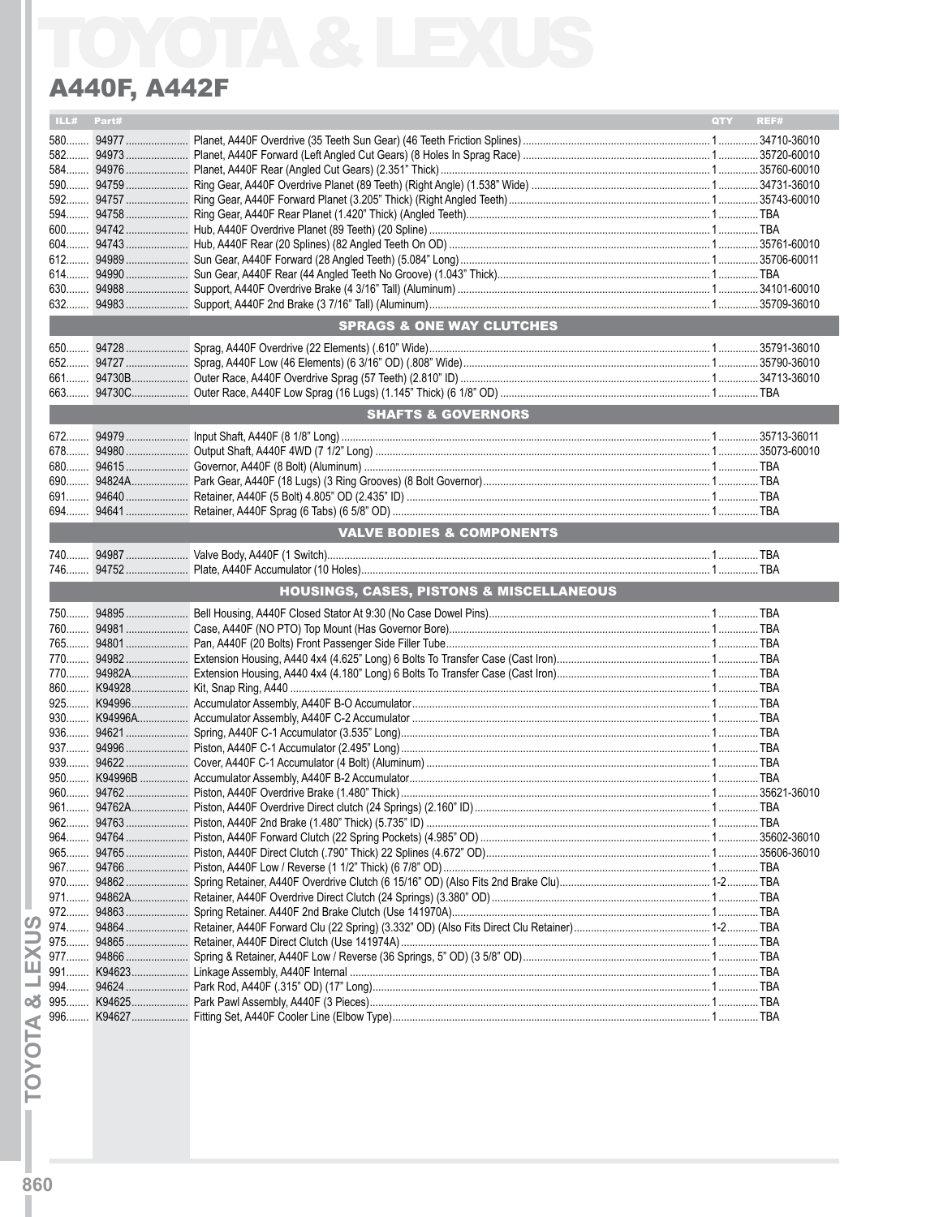# TOYOTA & LEXUS

## A440F, A442F

| ILL# | Part# | | QTY | REF# |
|---|---|---|---|---|
| 580 | 94977 | Planet, A440F Overdrive (35 Teeth Sun Gear) (46 Teeth Friction Splines) | 1 | 34710-36010 |
| 582 | 94973 | Planet, A440F Forward (Left Angled Cut Gears) (8 Holes In Sprag Race) | 1 | 35720-60010 |
| 584 | 94976 | Planet, A440F Rear (Angled Cut Gears) (2.351" Thick) | 1 | 35760-60010 |
| 590 | 94759 | Ring Gear, A440F Overdrive Planet (89 Teeth) (Right Angle) (1.538" Wide) | 1 | 34731-36010 |
| 592 | 94757 | Ring Gear, A440F Forward Planet (3.205" Thick) (Right Angled Teeth) | 1 | 35743-60010 |
| 594 | 94758 | Ring Gear, A440F Rear Planet (1.420" Thick) (Angled Teeth) | 1 | TBA |
| 600 | 94742 | Hub, A440F Overdrive Planet (89 Teeth) (20 Spline) | 1 | TBA |
| 604 | 94743 | Hub, A440F Rear (20 Splines) (82 Angled Teeth On OD) | 1 | 35761-60010 |
| 612 | 94989 | Sun Gear, A440F Forward (28 Angled Teeth) (5.084" Long) | 1 | 35706-60011 |
| 614 | 94990 | Sun Gear, A440F Rear (44 Angled Teeth No Groove) (1.043" Thick) | 1 | TBA |
| 630 | 94988 | Support, A440F Overdrive Brake (4 3/16" Tall) (Aluminum) | 1 | 34101-60010 |
| 632 | 94983 | Support, A440F 2nd Brake (3 7/16" Tall) (Aluminum) | 1 | 35709-36010 |
| | | **SPRAGS & ONE WAY CLUTCHES** | | |
| 650 | 94728 | Sprag, A440F Overdrive (22 Elements) (.610" Wide) | 1 | 35791-36010 |
| 652 | 94727 | Sprag, A440F Low (46 Elements) (6 3/16" OD) (.808" Wide) | 1 | 35790-36010 |
| 661 | 94730B | Outer Race, A440F Overdrive Sprag (57 Teeth) (2.810" ID) | 1 | 34713-36010 |
| 663 | 94730C | Outer Race, A440F Low Sprag (16 Lugs) (1.145" Thick) (6 1/8" OD) | 1 | TBA |
| | | **SHAFTS & GOVERNORS** | | |
| 672 | 94979 | Input Shaft, A440F (8 1/8" Long) | 1 | 35713-36011 |
| 678 | 94980 | Output Shaft, A440F 4WD (7 1/2" Long) | 1 | 35073-60010 |
| 680 | 94615 | Governor, A440F (8 Bolt) (Aluminum) | 1 | TBA |
| 690 | 94824A | Park Gear, A440F (18 Lugs) (3 Ring Grooves) (8 Bolt Governor) | 1 | TBA |
| 691 | 94640 | Retainer, A440F (5 Bolt) 4.805" OD (2.435" ID) | 1 | TBA |
| 694 | 94641 | Retainer, A440F Sprag (6 Tabs) (6 5/8" OD) | 1 | TBA |
| | | **VALVE BODIES & COMPONENTS** | | |
| 740 | 94987 | Valve Body, A440F (1 Switch) | 1 | TBA |
| 746 | 94752 | Plate, A440F Accumulator (10 Holes) | 1 | TBA |
| | | **HOUSINGS, CASES, PISTONS & MISCELLANEOUS** | | |
| 750 | 94895 | Bell Housing, A440F Closed Stator At 9:30 (No Case Dowel Pins) | 1 | TBA |
| 760 | 94981 | Case, A440F (NO PTO) Top Mount (Has Governor Bore) | 1 | TBA |
| 765 | 94801 | Pan, A440F (20 Bolts) Front Passenger Side Filler Tube | 1 | TBA |
| 770 | 94982 | Extension Housing, A440 4x4 (4.625" Long) 6 Bolts To Transfer Case (Cast Iron) | 1 | TBA |
| 770 | 94982A | Extension Housing, A440 4x4 (4.180" Long) 6 Bolts To Transfer Case (Cast Iron) | 1 | TBA |
| 860 | K94928 | Kit, Snap Ring, A440 | 1 | TBA |
| 925 | K94996 | Accumulator Assembly, A440F B-O Accumulator | 1 | TBA |
| 930 | K94996A | Accumulator Assembly, A440F C-2 Accumulator | 1 | TBA |
| 936 | 94621 | Spring, A440F C-1 Accumulator (3.535" Long) | 1 | TBA |
| 937 | 94996 | Piston, A440F C-1 Accumulator (2.495" Long) | 1 | TBA |
| 939 | 94622 | Cover, A440F C-1 Accumulator (4 Bolt) (Aluminum) | 1 | TBA |
| 950 | K94996B | Accumulator Assembly, A440F B-2 Accumulator | 1 | TBA |
| 960 | 94762 | Piston, A440F Overdrive Brake (1.480" Thick) | 1 | 35621-36010 |
| 961 | 94762A | Piston, A440F Overdrive Direct clutch (24 Springs) (2.160" ID) | 1 | TBA |
| 962 | 94763 | Piston, A440F 2nd Brake (1.480" Thick) (5.735" ID) | 1 | TBA |
| 964 | 94764 | Piston, A440F Forward Clutch (22 Spring Pockets) (4.985" OD) | 1 | 35602-36010 |
| 965 | 94765 | Piston, A440F Direct Clutch (.790" Thick) 22 Splines (4.672" OD) | 1 | 35606-36010 |
| 967 | 94766 | Piston, A440F Low / Reverse (1 1/2" Thick) (6 7/8" OD) | 1 | TBA |
| 970 | 94862 | Spring Retainer, A440F Overdrive Clutch (6 15/16" OD) (Also Fits 2nd Brake Clu) | 1-2 | TBA |
| 971 | 94862A | Retainer, A440F Overdrive Direct Clutch (24 Springs) (3.380" OD) | 1 | TBA |
| 972 | 94863 | Spring Retainer. A440F 2nd Brake Clutch (Use 141970A) | 1 | TBA |
| 974 | 94864 | Retainer, A440F Forward Clu (22 Spring) (3.332" OD) (Also Fits Direct Clu Retainer) | 1-2 | TBA |
| 975 | 94865 | Retainer, A440F Direct Clutch (Use 141974A) | 1 | TBA |
| 977 | 94866 | Spring & Retainer, A440F Low / Reverse (36 Springs, 5" OD) (3 5/8" OD) | 1 | TBA |
| 991 | K94623 | Linkage Assembly, A440F Internal | 1 | TBA |
| 994 | 94624 | Park Rod, A440F (.315" OD) (17" Long) | 1 | TBA |
| 995 | K94625 | Park Pawl Assembly, A440F (3 Pieces) | 1 | TBA |
| 996 | K94627 | Fitting Set, A440F Cooler Line (Elbow Type) | 1 | TBA |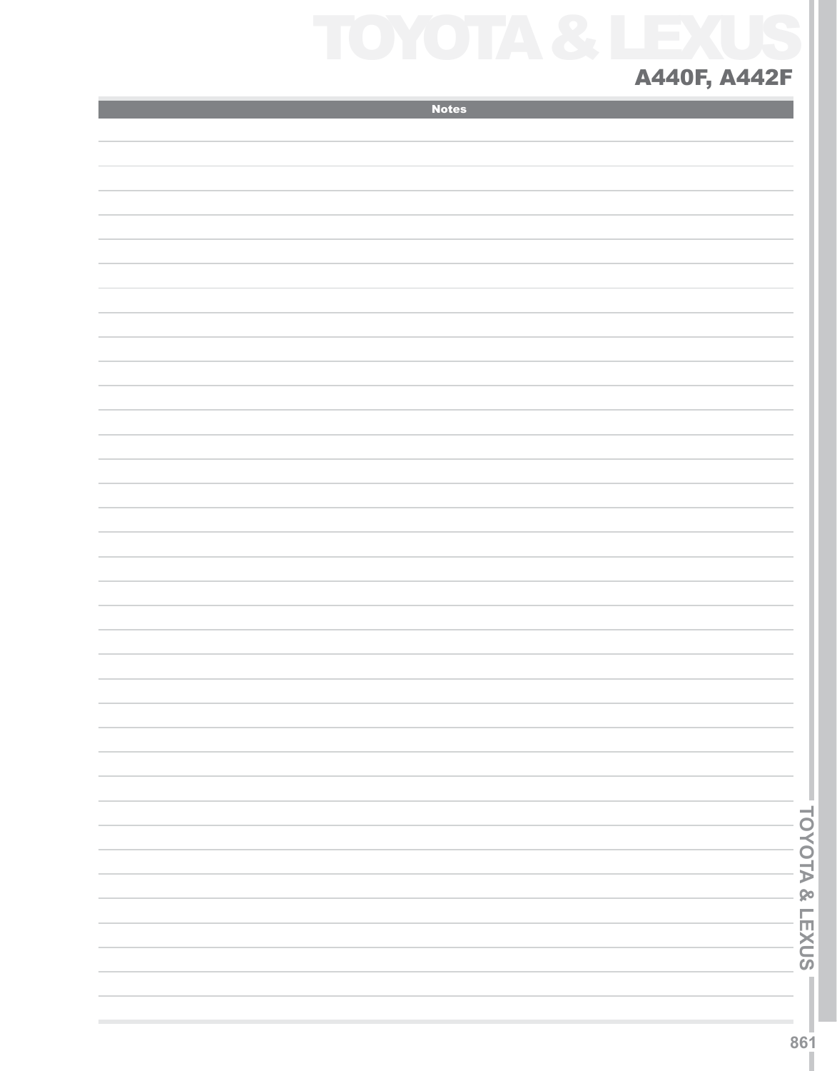## Notes